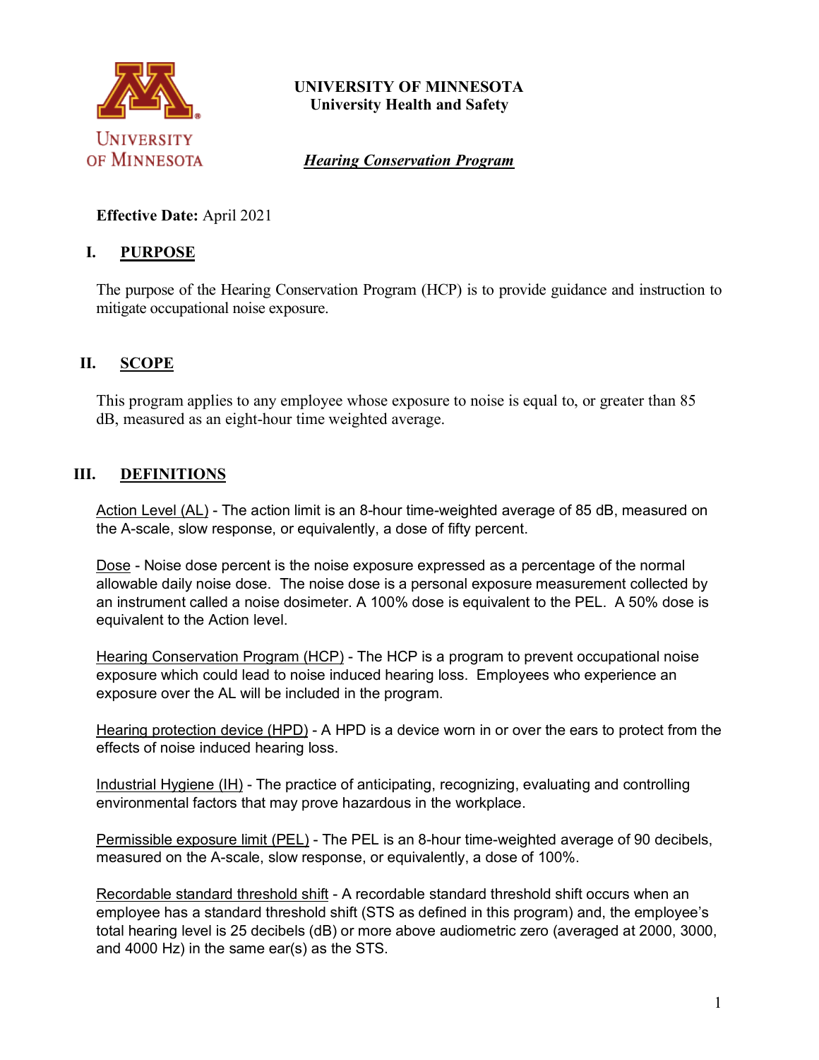**UNIVERSITY OF MINNESOTA**
**University Health and Safety**

# ***Hearing Conservation Program***

**Effective Date:** April 2021

## I. PURPOSE

The purpose of the Hearing Conservation Program (HCP) is to provide guidance and instruction to mitigate occupational noise exposure.

## II. SCOPE

This program applies to any employee whose exposure to noise is equal to, or greater than 85 dB, measured as an eight-hour time weighted average.

## III. DEFINITIONS

Action Level (AL) - The action limit is an 8-hour time-weighted average of 85 dB, measured on the A-scale, slow response, or equivalently, a dose of fifty percent.

Dose - Noise dose percent is the noise exposure expressed as a percentage of the normal allowable daily noise dose. The noise dose is a personal exposure measurement collected by an instrument called a noise dosimeter. A 100% dose is equivalent to the PEL. A 50% dose is equivalent to the Action level.

Hearing Conservation Program (HCP) - The HCP is a program to prevent occupational noise exposure which could lead to noise induced hearing loss. Employees who experience an exposure over the AL will be included in the program.

Hearing protection device (HPD) - A HPD is a device worn in or over the ears to protect from the effects of noise induced hearing loss.

Industrial Hygiene (IH) - The practice of anticipating, recognizing, evaluating and controlling environmental factors that may prove hazardous in the workplace.

Permissible exposure limit (PEL) - The PEL is an 8-hour time-weighted average of 90 decibels, measured on the A-scale, slow response, or equivalently, a dose of 100%.

Recordable standard threshold shift - A recordable standard threshold shift occurs when an employee has a standard threshold shift (STS as defined in this program) and, the employee's total hearing level is 25 decibels (dB) or more above audiometric zero (averaged at 2000, 3000, and 4000 Hz) in the same ear(s) as the STS.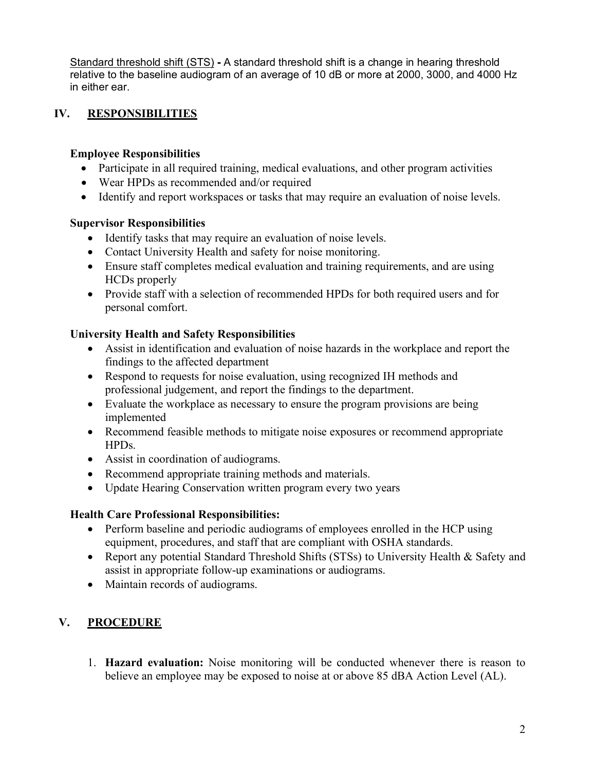Standard threshold shift (STS) **-** A standard threshold shift is a change in hearing threshold relative to the baseline audiogram of an average of 10 dB or more at 2000, 3000, and 4000 Hz in either ear.

## IV. RESPONSIBILITIES

**Employee Responsibilities**

- Participate in all required training, medical evaluations, and other program activities
- Wear HPDs as recommended and/or required
- Identify and report workspaces or tasks that may require an evaluation of noise levels.

**Supervisor Responsibilities**

- Identify tasks that may require an evaluation of noise levels.
- Contact University Health and safety for noise monitoring.
- Ensure staff completes medical evaluation and training requirements, and are using HCDs properly
- Provide staff with a selection of recommended HPDs for both required users and for personal comfort.

**University Health and Safety Responsibilities**

- Assist in identification and evaluation of noise hazards in the workplace and report the findings to the affected department
- Respond to requests for noise evaluation, using recognized IH methods and professional judgement, and report the findings to the department.
- Evaluate the workplace as necessary to ensure the program provisions are being implemented
- Recommend feasible methods to mitigate noise exposures or recommend appropriate HPDs.
- Assist in coordination of audiograms.
- Recommend appropriate training methods and materials.
- Update Hearing Conservation written program every two years

**Health Care Professional Responsibilities:**

- Perform baseline and periodic audiograms of employees enrolled in the HCP using equipment, procedures, and staff that are compliant with OSHA standards.
- Report any potential Standard Threshold Shifts (STSs) to University Health & Safety and assist in appropriate follow-up examinations or audiograms.
- Maintain records of audiograms.

## V. PROCEDURE

1. **Hazard evaluation:** Noise monitoring will be conducted whenever there is reason to believe an employee may be exposed to noise at or above 85 dBA Action Level (AL).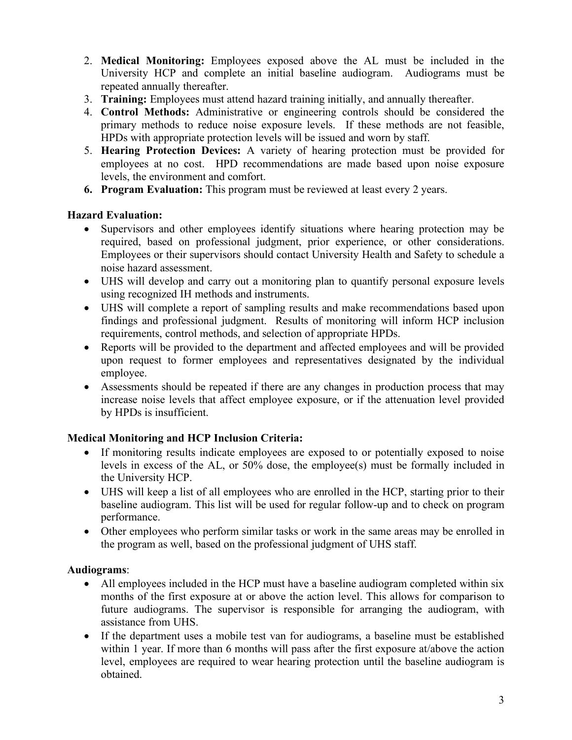2. **Medical Monitoring:** Employees exposed above the AL must be included in the University HCP and complete an initial baseline audiogram. Audiograms must be repeated annually thereafter.
3. **Training:** Employees must attend hazard training initially, and annually thereafter.
4. **Control Methods:** Administrative or engineering controls should be considered the primary methods to reduce noise exposure levels. If these methods are not feasible, HPDs with appropriate protection levels will be issued and worn by staff.
5. **Hearing Protection Devices:** A variety of hearing protection must be provided for employees at no cost. HPD recommendations are made based upon noise exposure levels, the environment and comfort.
6. **Program Evaluation:** This program must be reviewed at least every 2 years.

**Hazard Evaluation:**

- Supervisors and other employees identify situations where hearing protection may be required, based on professional judgment, prior experience, or other considerations. Employees or their supervisors should contact University Health and Safety to schedule a noise hazard assessment.
- UHS will develop and carry out a monitoring plan to quantify personal exposure levels using recognized IH methods and instruments.
- UHS will complete a report of sampling results and make recommendations based upon findings and professional judgment. Results of monitoring will inform HCP inclusion requirements, control methods, and selection of appropriate HPDs.
- Reports will be provided to the department and affected employees and will be provided upon request to former employees and representatives designated by the individual employee.
- Assessments should be repeated if there are any changes in production process that may increase noise levels that affect employee exposure, or if the attenuation level provided by HPDs is insufficient.

**Medical Monitoring and HCP Inclusion Criteria:**

- If monitoring results indicate employees are exposed to or potentially exposed to noise levels in excess of the AL, or 50% dose, the employee(s) must be formally included in the University HCP.
- UHS will keep a list of all employees who are enrolled in the HCP, starting prior to their baseline audiogram. This list will be used for regular follow-up and to check on program performance.
- Other employees who perform similar tasks or work in the same areas may be enrolled in the program as well, based on the professional judgment of UHS staff.

**Audiograms**:

- All employees included in the HCP must have a baseline audiogram completed within six months of the first exposure at or above the action level. This allows for comparison to future audiograms. The supervisor is responsible for arranging the audiogram, with assistance from UHS.
- If the department uses a mobile test van for audiograms, a baseline must be established within 1 year. If more than 6 months will pass after the first exposure at/above the action level, employees are required to wear hearing protection until the baseline audiogram is obtained.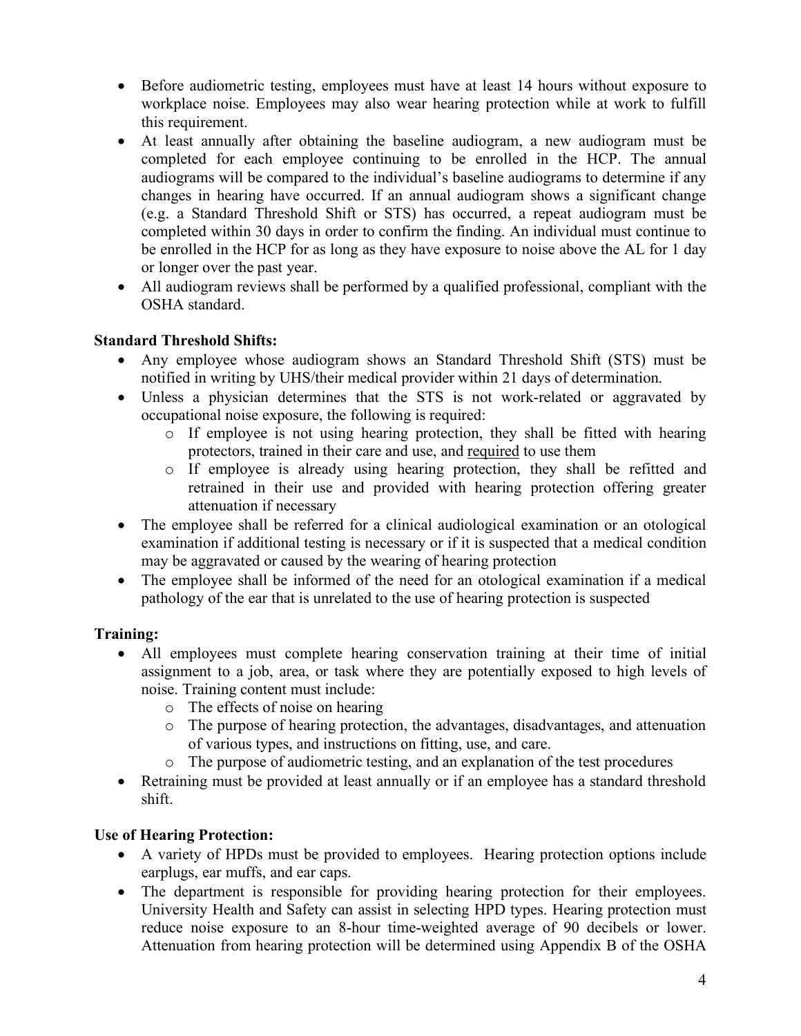- Before audiometric testing, employees must have at least 14 hours without exposure to workplace noise. Employees may also wear hearing protection while at work to fulfill this requirement.
- At least annually after obtaining the baseline audiogram, a new audiogram must be completed for each employee continuing to be enrolled in the HCP. The annual audiograms will be compared to the individual's baseline audiograms to determine if any changes in hearing have occurred. If an annual audiogram shows a significant change (e.g. a Standard Threshold Shift or STS) has occurred, a repeat audiogram must be completed within 30 days in order to confirm the finding. An individual must continue to be enrolled in the HCP for as long as they have exposure to noise above the AL for 1 day or longer over the past year.
- All audiogram reviews shall be performed by a qualified professional, compliant with the OSHA standard.

**Standard Threshold Shifts:**

- Any employee whose audiogram shows an Standard Threshold Shift (STS) must be notified in writing by UHS/their medical provider within 21 days of determination.
- Unless a physician determines that the STS is not work-related or aggravated by occupational noise exposure, the following is required:
    - If employee is not using hearing protection, they shall be fitted with hearing protectors, trained in their care and use, and <u>required</u> to use them
    - If employee is already using hearing protection, they shall be refitted and retrained in their use and provided with hearing protection offering greater attenuation if necessary
- The employee shall be referred for a clinical audiological examination or an otological examination if additional testing is necessary or if it is suspected that a medical condition may be aggravated or caused by the wearing of hearing protection
- The employee shall be informed of the need for an otological examination if a medical pathology of the ear that is unrelated to the use of hearing protection is suspected

**Training:**

- All employees must complete hearing conservation training at their time of initial assignment to a job, area, or task where they are potentially exposed to high levels of noise. Training content must include:
    - The effects of noise on hearing
    - The purpose of hearing protection, the advantages, disadvantages, and attenuation of various types, and instructions on fitting, use, and care.
    - The purpose of audiometric testing, and an explanation of the test procedures
- Retraining must be provided at least annually or if an employee has a standard threshold shift.

**Use of Hearing Protection:**

- A variety of HPDs must be provided to employees. Hearing protection options include earplugs, ear muffs, and ear caps.
- The department is responsible for providing hearing protection for their employees. University Health and Safety can assist in selecting HPD types. Hearing protection must reduce noise exposure to an 8-hour time-weighted average of 90 decibels or lower. Attenuation from hearing protection will be determined using Appendix B of the OSHA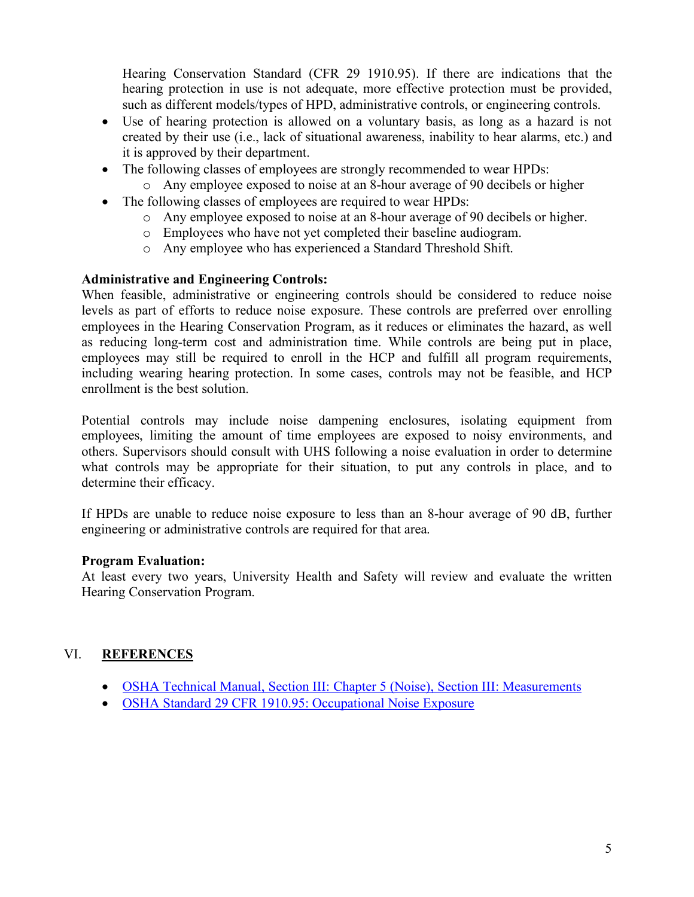Hearing Conservation Standard (CFR 29 1910.95). If there are indications that the hearing protection in use is not adequate, more effective protection must be provided, such as different models/types of HPD, administrative controls, or engineering controls.

- Use of hearing protection is allowed on a voluntary basis, as long as a hazard is not created by their use (i.e., lack of situational awareness, inability to hear alarms, etc.) and it is approved by their department.
- The following classes of employees are strongly recommended to wear HPDs:
  - Any employee exposed to noise at an 8-hour average of 90 decibels or higher
- The following classes of employees are required to wear HPDs:
  - Any employee exposed to noise at an 8-hour average of 90 decibels or higher.
  - Employees who have not yet completed their baseline audiogram.
  - Any employee who has experienced a Standard Threshold Shift.

**Administrative and Engineering Controls:**

When feasible, administrative or engineering controls should be considered to reduce noise levels as part of efforts to reduce noise exposure. These controls are preferred over enrolling employees in the Hearing Conservation Program, as it reduces or eliminates the hazard, as well as reducing long-term cost and administration time. While controls are being put in place, employees may still be required to enroll in the HCP and fulfill all program requirements, including wearing hearing protection. In some cases, controls may not be feasible, and HCP enrollment is the best solution.

Potential controls may include noise dampening enclosures, isolating equipment from employees, limiting the amount of time employees are exposed to noisy environments, and others. Supervisors should consult with UHS following a noise evaluation in order to determine what controls may be appropriate for their situation, to put any controls in place, and to determine their efficacy.

If HPDs are unable to reduce noise exposure to less than an 8-hour average of 90 dB, further engineering or administrative controls are required for that area.

**Program Evaluation:**

At least every two years, University Health and Safety will review and evaluate the written Hearing Conservation Program.

## VI. REFERENCES

- OSHA Technical Manual, Section III: Chapter 5 (Noise), Section III: Measurements
- OSHA Standard 29 CFR 1910.95: Occupational Noise Exposure